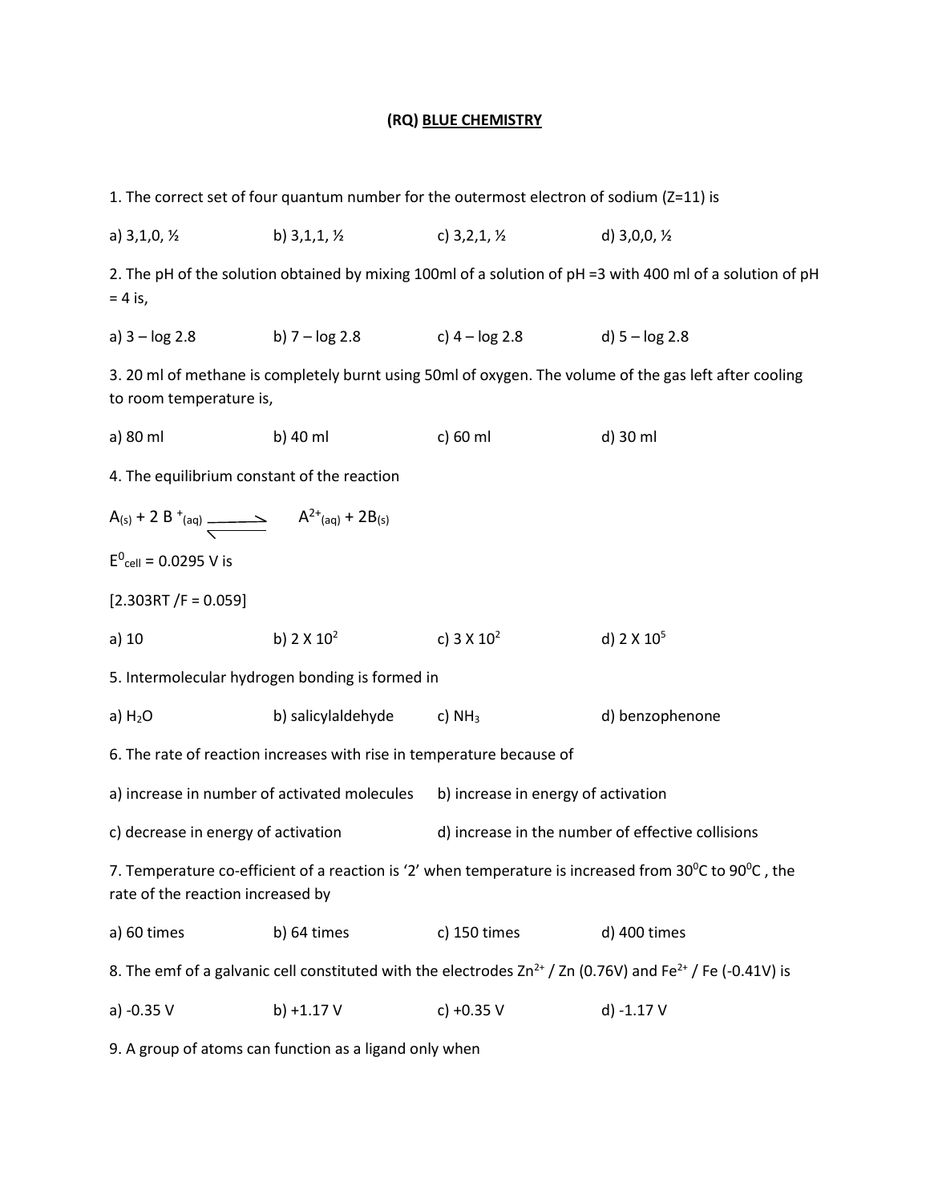# (RQ) BLUE CHEMISTRY

1. The correct set of four quantum number for the outermost electron of sodium (Z=11) is

a) 3,1,0, ½ b) 3,1,1, ½ c) 3,2,1, ½ d) 3,0,0, ½

2. The pH of the solution obtained by mixing 100ml of a solution of pH =3 with 400 ml of a solution of pH = 4 is,

a) 3 – log 2.8 b) 7 – log 2.8 c) 4 – log 2.8 d) 5 – log 2.8

3. 20 ml of methane is completely burnt using 50ml of oxygen. The volume of the gas left after cooling to room temperature is,

a) 80 ml b) 40 ml c) 60 ml d) 30 ml

4. The equilibrium constant of the reaction

$$A_{(s)} + 2B^{+}_{(aq)} \rightleftharpoons A^{2+}_{(aq)} + 2B_{(s)}$$

$E^{0}_{cell} = 0.0295$ V is

[2.303RT /F = 0.059]

a) 10 b) $2 \times 10^{2}$ c) $3 \times 10^{2}$ d) $2 \times 10^{5}$

5. Intermolecular hydrogen bonding is formed in

a) $H_2O$ b) salicylaldehyde c) $NH_3$ d) benzophenone

6. The rate of reaction increases with rise in temperature because of

a) increase in number of activated molecules b) increase in energy of activation

c) decrease in energy of activation d) increase in the number of effective collisions

7. Temperature co-efficient of a reaction is '2' when temperature is increased from $30^{0}$C to $90^{0}$C , the rate of the reaction increased by

a) 60 times b) 64 times c) 150 times d) 400 times

8. The emf of a galvanic cell constituted with the electrodes $Zn^{2+}$ / Zn (0.76V) and $Fe^{2+}$ / Fe (-0.41V) is

a) -0.35 V b) +1.17 V c) +0.35 V d) -1.17 V

9. A group of atoms can function as a ligand only when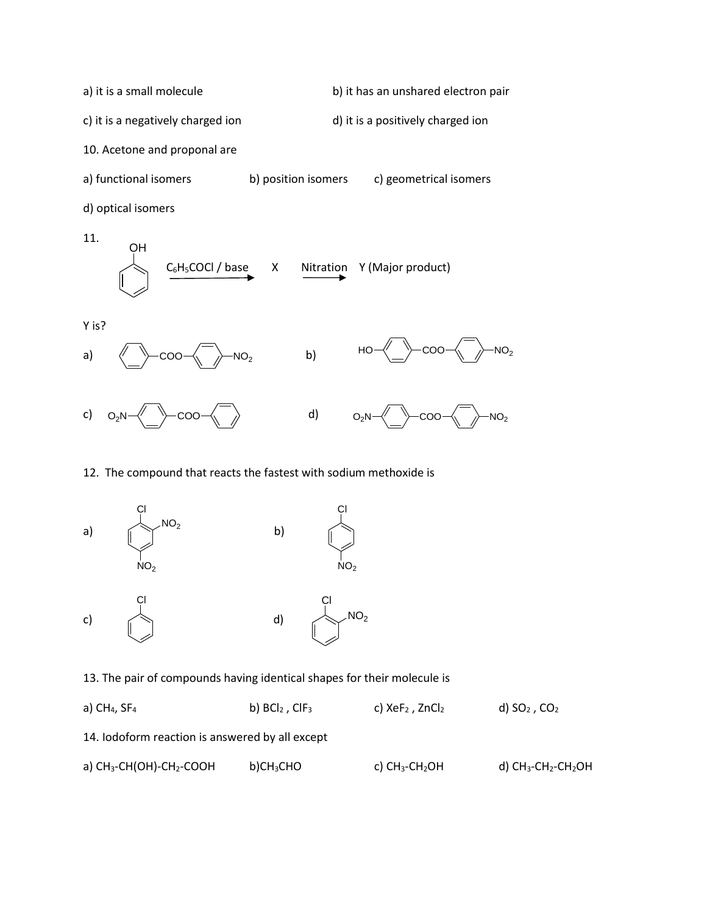a) it is a small molecule

b) it has an unshared electron pair

c) it is a negatively charged ion

d) it is a positively charged ion

10. Acetone and proponal are

a) functional isomers

b) position isomers

c) geometrical isomers

d) optical isomers

11. Phenol (OH on benzene) $\xrightarrow{C_6H_5COCl\ /\ base}$ X $\xrightarrow{Nitration}$ Y (Major product)

Y is?

a) $C_6H_5$-COO-$C_6H_4$-$NO_2$

b) HO-$C_6H_4$-COO-$C_6H_4$-$NO_2$

c) $O_2N$-$C_6H_4$-COO-$C_6H_5$

d) $O_2N$-$C_6H_4$-COO-$C_6H_4$-$NO_2$

12. The compound that reacts the fastest with sodium methoxide is

a) Chlorobenzene with $NO_2$ at ortho and para positions (Cl, 2-$NO_2$, 4-$NO_2$)

b) Chlorobenzene with $NO_2$ at para position (Cl, 4-$NO_2$)

c) Chlorobenzene (Cl)

d) Chlorobenzene with $NO_2$ at ortho position (Cl, 2-$NO_2$)

13. The pair of compounds having identical shapes for their molecule is

a) $CH_4$, $SF_4$

b) $BCl_2$ , $ClF_3$

c) $XeF_2$ , $ZnCl_2$

d) $SO_2$ , $CO_2$

14. Iodoform reaction is answered by all except

a) $CH_3$-CH(OH)-$CH_2$-COOH

b) $CH_3CHO$

c) $CH_3$-$CH_2OH$

d) $CH_3$-$CH_2$-$CH_2OH$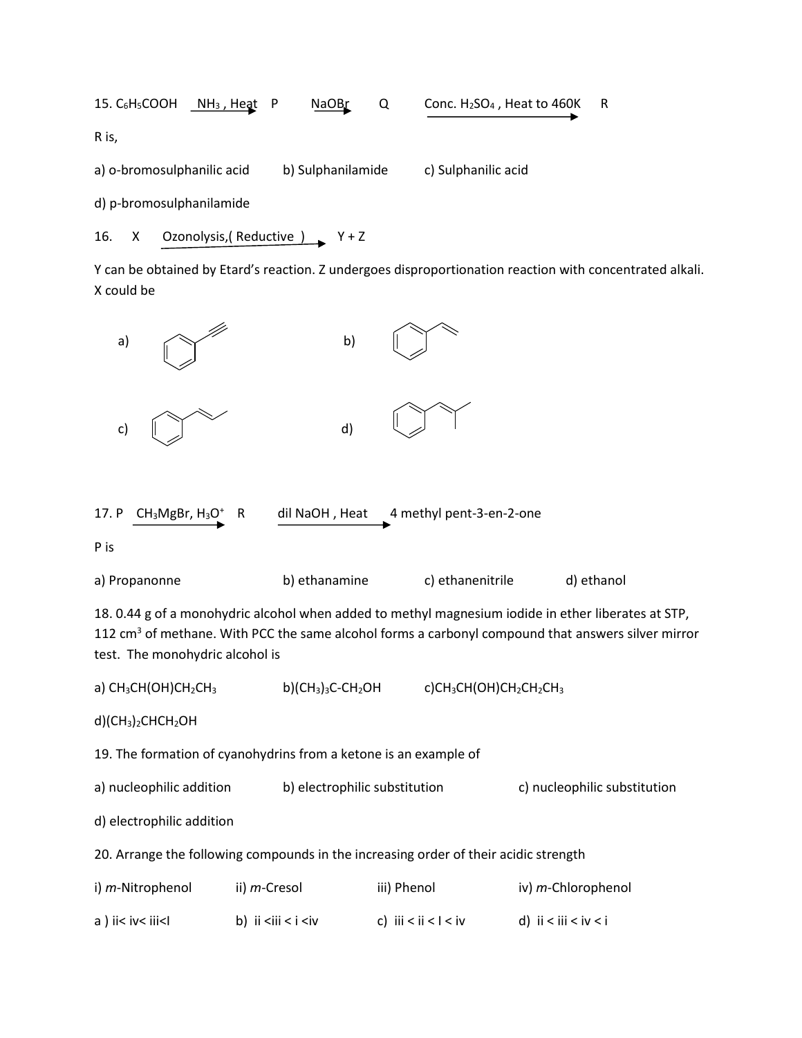15. $C_6H_5COOH \xrightarrow{NH_3, \text{ Heat}} P \xrightarrow{NaOBr} Q \xrightarrow{\text{Conc. } H_2SO_4, \text{ Heat to 460K}} R$

R is,

a) o-bromosulphanilic acid  b) Sulphanilamide  c) Sulphanilic acid

d) p-bromosulphanilamide

16. $X \xrightarrow{\text{Ozonolysis,( Reductive )}} Y + Z$

Y can be obtained by Etard's reaction. Z undergoes disproportionation reaction with concentrated alkali. X could be

a) $C_6H_5C \equiv CH$  b) $C_6H_5CH=CH_2$

c) $C_6H_5CH=CHCH_3$  d) $C_6H_5CH=C(CH_3)_2$

17. $P \xrightarrow{CH_3MgBr, H_3O^+} R \xrightarrow{\text{dil NaOH , Heat}}$ 4 methyl pent-3-en-2-one

P is

a) Propanonne  b) ethanamine  c) ethanenitrile  d) ethanol

18. 0.44 g of a monohydric alcohol when added to methyl magnesium iodide in ether liberates at STP, 112 $cm^3$ of methane. With PCC the same alcohol forms a carbonyl compound that answers silver mirror test. The monohydric alcohol is

a) $CH_3CH(OH)CH_2CH_3$  b) $(CH_3)_3C\text{-}CH_2OH$  c) $CH_3CH(OH)CH_2CH_2CH_3$

d) $(CH_3)_2CHCH_2OH$

19. The formation of cyanohydrins from a ketone is an example of

a) nucleophilic addition  b) electrophilic substitution  c) nucleophilic substitution

d) electrophilic addition

20. Arrange the following compounds in the increasing order of their acidic strength

i) *m*-Nitrophenol  ii) *m*-Cresol  iii) Phenol  iv) *m*-Chlorophenol

a ) ii< iv< iii<I  b) ii <iii < i <iv  c) iii < ii < I < iv  d) ii < iii < iv < i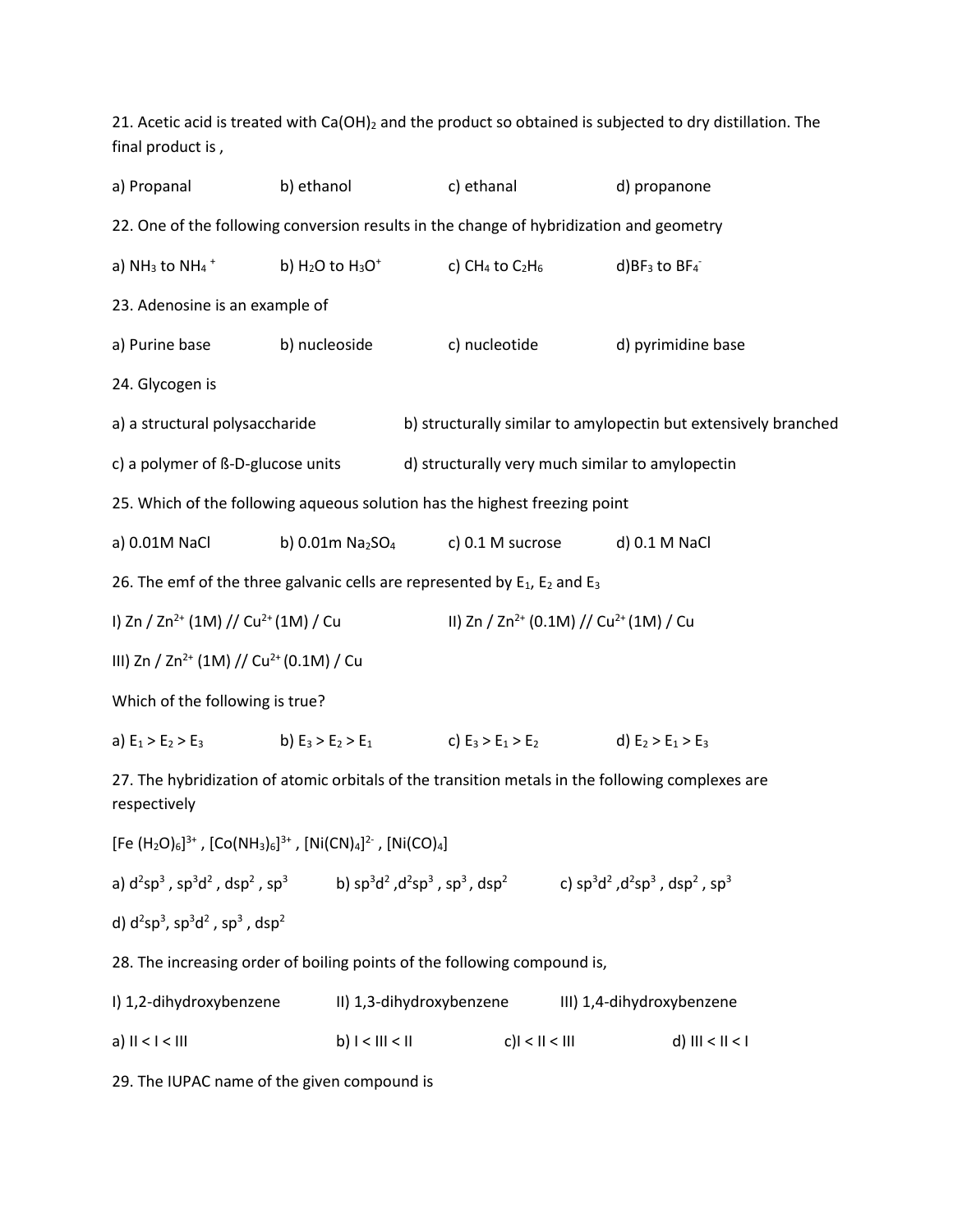21. Acetic acid is treated with $Ca(OH)_2$ and the product so obtained is subjected to dry distillation. The final product is ,

a) Propanal  b) ethanol  c) ethanal  d) propanone

22. One of the following conversion results in the change of hybridization and geometry

a) $NH_3$ to $NH_4{}^+$  b) $H_2O$ to $H_3O^+$  c) $CH_4$ to $C_2H_6$  d) $BF_3$ to $BF_4^-$

23. Adenosine is an example of

a) Purine base  b) nucleoside  c) nucleotide  d) pyrimidine base

24. Glycogen is

a) a structural polysaccharide  b) structurally similar to amylopectin but extensively branched

c) a polymer of ß-D-glucose units  d) structurally very much similar to amylopectin

25. Which of the following aqueous solution has the highest freezing point

a) 0.01M NaCl  b) 0.01m $Na_2SO_4$  c) 0.1 M sucrose  d) 0.1 M NaCl

26. The emf of the three galvanic cells are represented by $E_1$, $E_2$ and $E_3$

I) Zn / $Zn^{2+}$ (1M) // $Cu^{2+}$ (1M) / Cu  II) Zn / $Zn^{2+}$ (0.1M) // $Cu^{2+}$ (1M) / Cu

III) Zn / $Zn^{2+}$ (1M) // $Cu^{2+}$ (0.1M) / Cu

Which of the following is true?

a) $E_1 > E_2 > E_3$  b) $E_3 > E_2 > E_1$  c) $E_3 > E_1 > E_2$  d) $E_2 > E_1 > E_3$

27. The hybridization of atomic orbitals of the transition metals in the following complexes are respectively

$[Fe(H_2O)_6]^{3+}$ , $[Co(NH_3)_6]^{3+}$ , $[Ni(CN)_4]^{2-}$ , $[Ni(CO)_4]$

a) $d^2sp^3$ , $sp^3d^2$ , $dsp^2$ , $sp^3$  b) $sp^3d^2$ , $d^2sp^3$ , $sp^3$ , $dsp^2$  c) $sp^3d^2$ , $d^2sp^3$ , $dsp^2$ , $sp^3$

d) $d^2sp^3$, $sp^3d^2$ , $sp^3$ , $dsp^2$

28. The increasing order of boiling points of the following compound is,

I) 1,2-dihydroxybenzene  II) 1,3-dihydroxybenzene  III) 1,4-dihydroxybenzene

a) II < I < III  b) I < III < II  c) I < II < III  d) III < II < I

29. The IUPAC name of the given compound is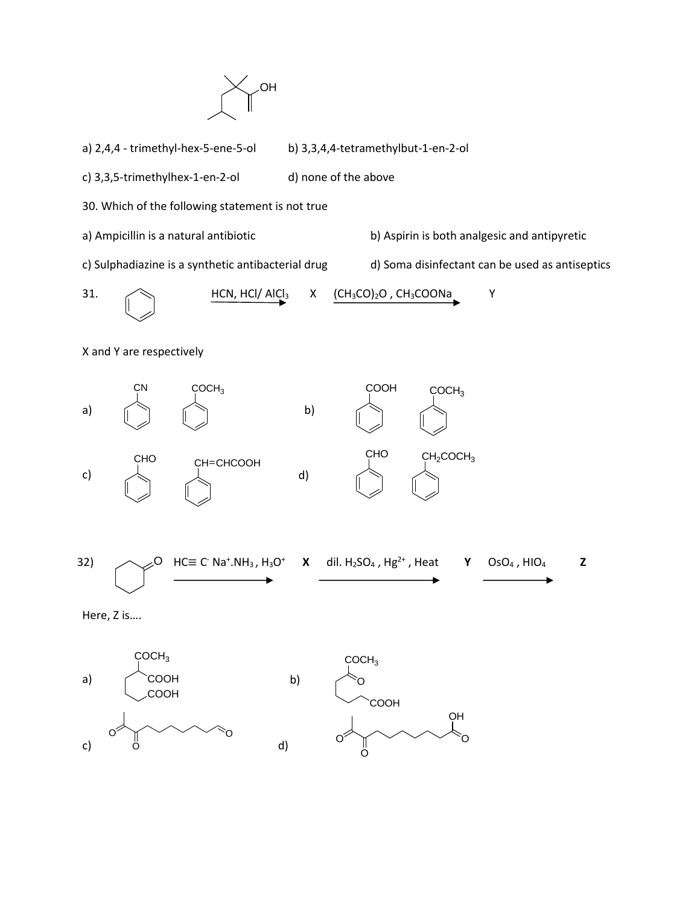a) 2,4,4 - trimethyl-hex-5-ene-5-ol  b) 3,3,4,4-tetramethylbut-1-en-2-ol

c) 3,3,5-trimethylhex-1-en-2-ol  d) none of the above

30. Which of the following statement is not true

a) Ampicillin is a natural antibiotic  b) Aspirin is both analgesic and antipyretic

c) Sulphadiazine is a synthetic antibacterial drug  d) Soma disinfectant can be used as antiseptics

31. Benzene $\xrightarrow{HCN,\ HCl/\ AlCl_3}$ X $\xrightarrow{(CH_3CO)_2O\ ,\ CH_3COONa}$ Y

X and Y are respectively

a) $C_6H_5CN$, $C_6H_5COCH_3$  b) $C_6H_5COOH$, $C_6H_5COCH_3$

c) $C_6H_5CHO$, $C_6H_5CH{=}CHCOOH$  d) $C_6H_5CHO$, $C_6H_5CH_2COCH_3$

32) Cyclohexanone $\xrightarrow{HC\equiv C^-\ Na^+.NH_3\ ,\ H_3O^+}$ **X** $\xrightarrow{dil.\ H_2SO_4\ ,\ Hg^{2+}\ ,\ Heat}$ **Y** $\xrightarrow{OsO_4\ ,\ HIO_4}$ **Z**

Here, Z is....

a) $COCH_3$, COOH, COOH  b) $COCH_3$, =O, COOH

c)  d) OH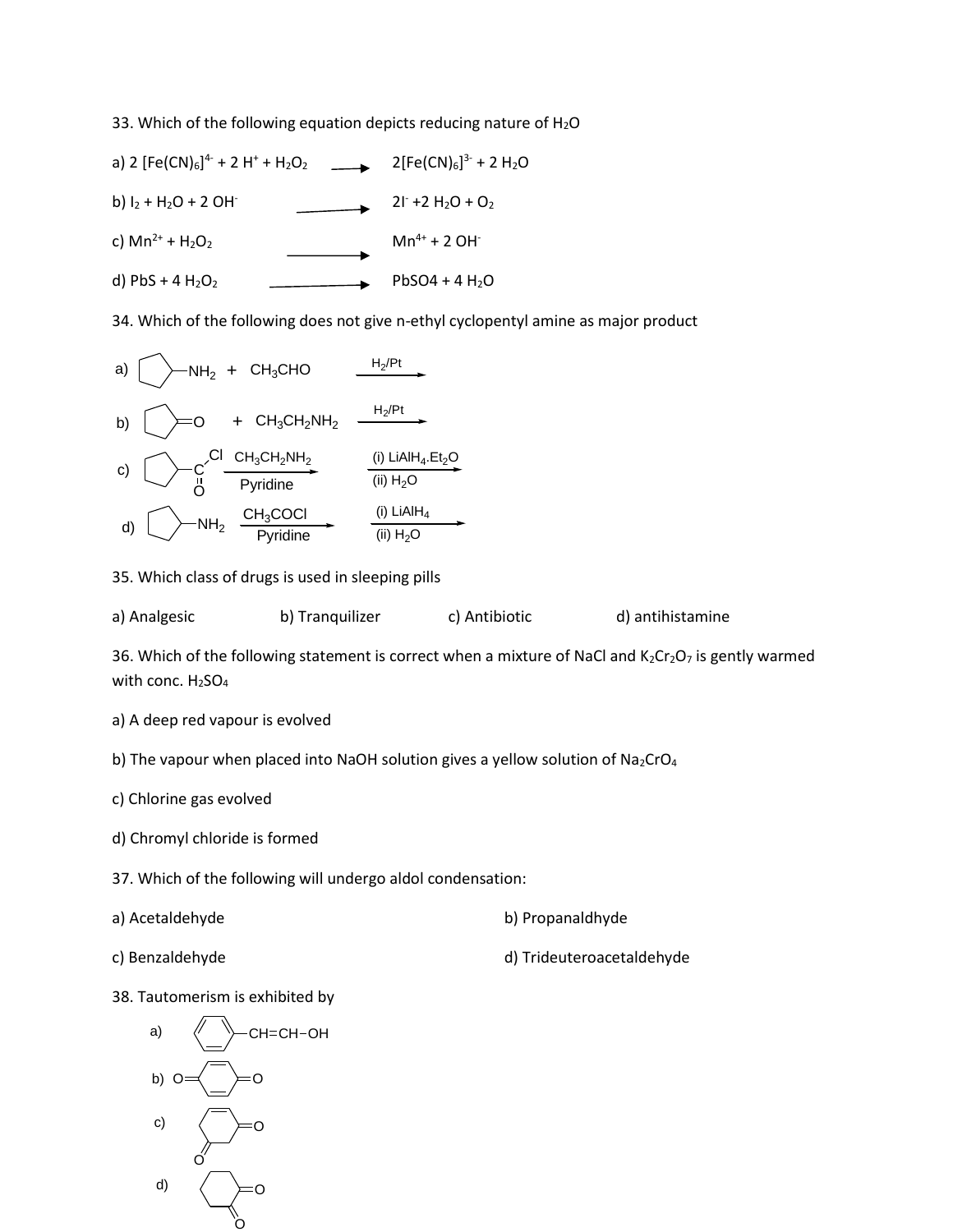33. Which of the following equation depicts reducing nature of $H_2O$

a) $2\,[Fe(CN)_6]^{4-} + 2\,H^+ + H_2O_2 \longrightarrow 2[Fe(CN)_6]^{3-} + 2\,H_2O$

b) $I_2 + H_2O + 2\,OH^- \longrightarrow 2I^- + 2\,H_2O + O_2$

c) $Mn^{2+} + H_2O_2 \longrightarrow Mn^{4+} + 2\,OH^-$

d) $PbS + 4\,H_2O_2 \longrightarrow PbSO4 + 4\,H_2O$

34. Which of the following does not give n-ethyl cyclopentyl amine as major product

a) Cyclopentyl–$NH_2$ + $CH_3CHO$ $\xrightarrow{H_2/Pt}$

b) Cyclopentanone (=O) + $CH_3CH_2NH_2$ $\xrightarrow{H_2/Pt}$

c) Cyclopentyl–C(=O)Cl $\xrightarrow[\text{Pyridine}]{CH_3CH_2NH_2}$ $\xrightarrow[\text{(ii) } H_2O]{\text{(i) } LiAlH_4.Et_2O}$

d) Cyclopentyl–$NH_2$ $\xrightarrow[\text{Pyridine}]{CH_3COCl}$ $\xrightarrow[\text{(ii) } H_2O]{\text{(i) } LiAlH_4}$

35. Which class of drugs is used in sleeping pills

a) Analgesic b) Tranquilizer c) Antibiotic d) antihistamine

36. Which of the following statement is correct when a mixture of NaCl and $K_2Cr_2O_7$ is gently warmed with conc. $H_2SO_4$

a) A deep red vapour is evolved

b) The vapour when placed into NaOH solution gives a yellow solution of $Na_2CrO_4$

c) Chlorine gas evolved

d) Chromyl chloride is formed

37. Which of the following will undergo aldol condensation:

a) Acetaldehyde

b) Propanaldhyde

c) Benzaldehyde

d) Trideuteroacetaldehyde

38. Tautomerism is exhibited by

a) $C_6H_5$–CH=CH–OH

b) O=(cyclohexa-2,5-diene-1,4-dione)=O

c) (cyclohexene-dione, with C=O groups at 1,3 positions)

d) (cyclohexane-1,3-dione)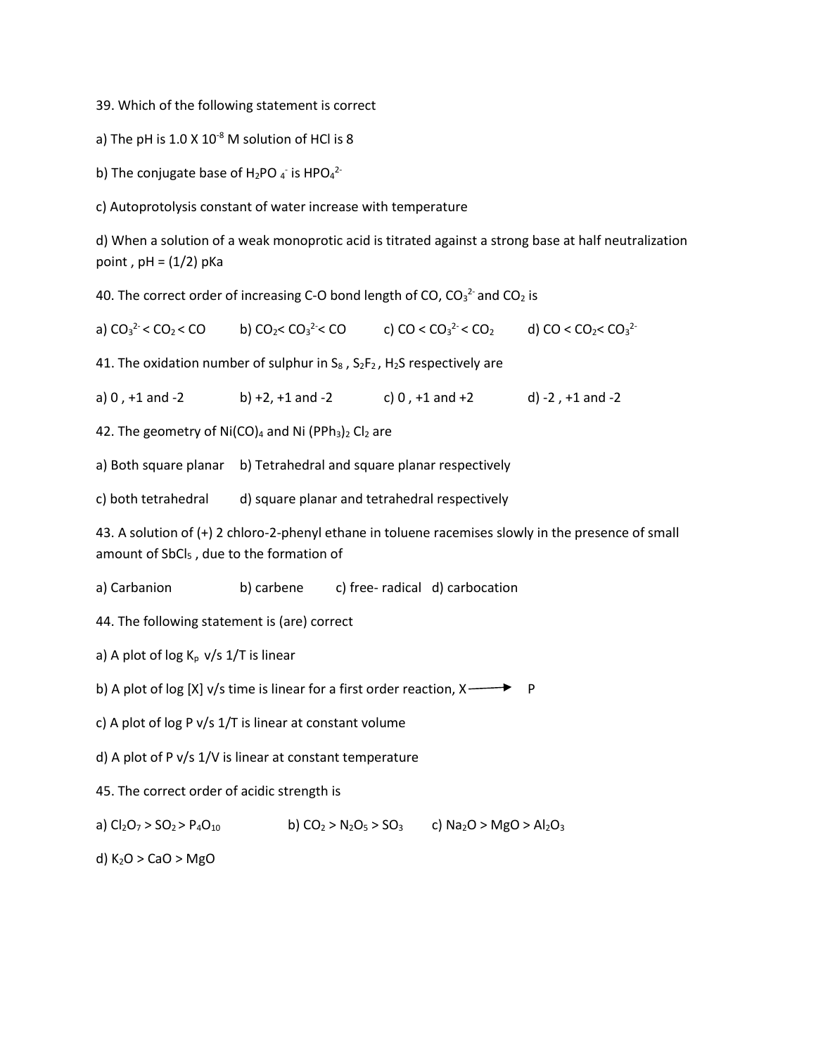39. Which of the following statement is correct

a) The pH is 1.0 X $10^{-8}$ M solution of HCl is 8

b) The conjugate base of $H_2PO_4^-$ is $HPO_4^{2-}$

c) Autoprotolysis constant of water increase with temperature

d) When a solution of a weak monoprotic acid is titrated against a strong base at half neutralization point , pH = (1/2) pKa

40. The correct order of increasing C-O bond length of CO, $CO_3^{2-}$ and $CO_2$ is

a) $CO_3^{2-} < CO_2 < CO$ b) $CO_2 < CO_3^{2-} < CO$ c) $CO < CO_3^{2-} < CO_2$ d) $CO < CO_2 < CO_3^{2-}$

41. The oxidation number of sulphur in $S_8$ , $S_2F_2$ , $H_2S$ respectively are

a) 0 , +1 and -2 b) +2, +1 and -2 c) 0 , +1 and +2 d) -2 , +1 and -2

42. The geometry of $Ni(CO)_4$ and $Ni(PPh_3)_2Cl_2$ are

a) Both square planar b) Tetrahedral and square planar respectively

c) both tetrahedral d) square planar and tetrahedral respectively

43. A solution of (+) 2 chloro-2-phenyl ethane in toluene racemises slowly in the presence of small amount of $SbCl_5$ , due to the formation of

a) Carbanion b) carbene c) free- radical d) carbocation

44. The following statement is (are) correct

a) A plot of log $K_p$ v/s 1/T is linear

b) A plot of log [X] v/s time is linear for a first order reaction, X $\longrightarrow$ P

c) A plot of log P v/s 1/T is linear at constant volume

d) A plot of P v/s 1/V is linear at constant temperature

45. The correct order of acidic strength is

a) $Cl_2O_7 > SO_2 > P_4O_{10}$ b) $CO_2 > N_2O_5 > SO_3$ c) $Na_2O > MgO > Al_2O_3$

d) $K_2O > CaO > MgO$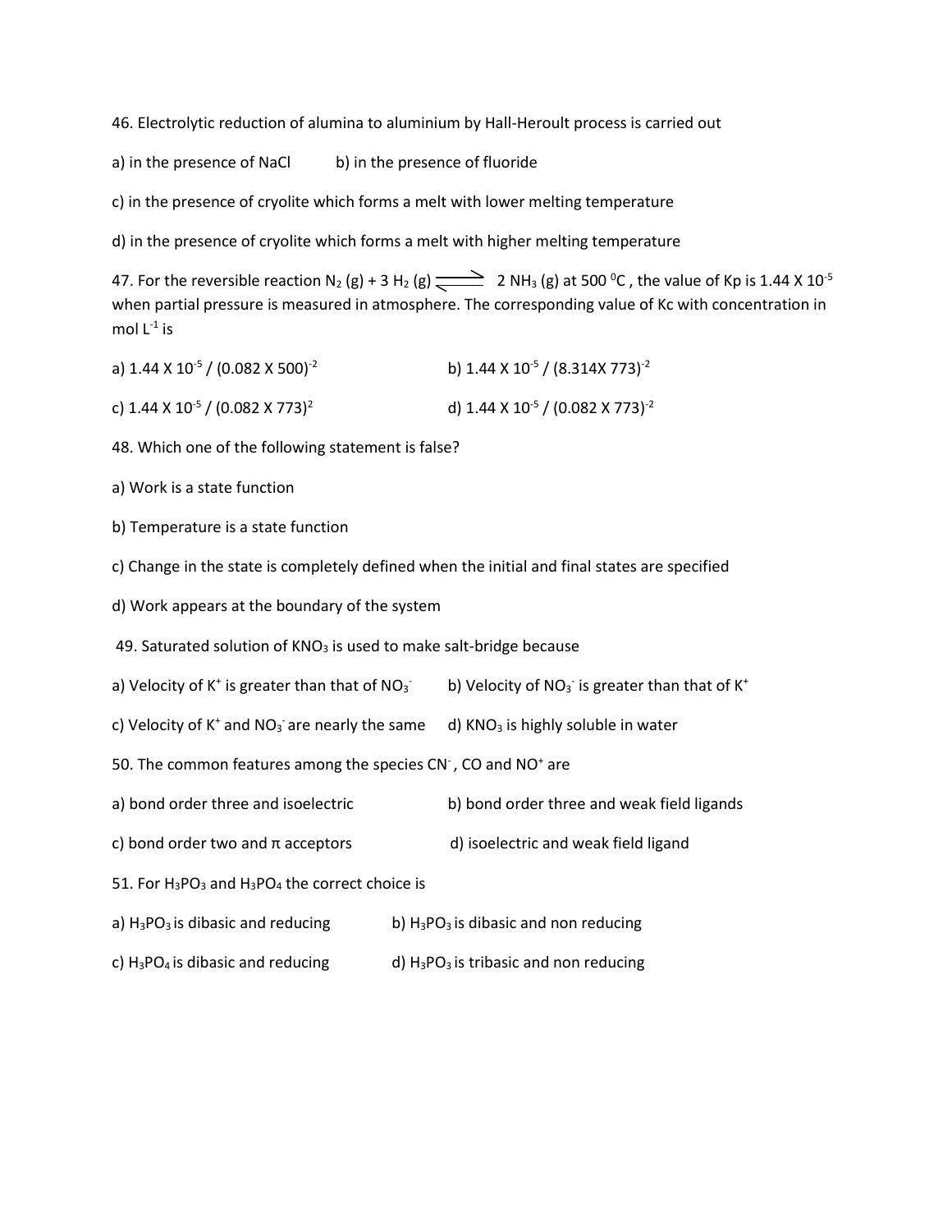46. Electrolytic reduction of alumina to aluminium by Hall-Heroult process is carried out

a) in the presence of NaCl  b) in the presence of fluoride

c) in the presence of cryolite which forms a melt with lower melting temperature

d) in the presence of cryolite which forms a melt with higher melting temperature

47. For the reversible reaction $N_2$ (g) + 3 $H_2$ (g) $\rightleftharpoons$ 2 $NH_3$ (g) at 500 $^0$C , the value of Kp is 1.44 X $10^{-5}$ when partial pressure is measured in atmosphere. The corresponding value of Kc with concentration in mol $L^{-1}$ is

a) 1.44 X $10^{-5}$ / $(0.082 \text{ X } 500)^{-2}$  b) 1.44 X $10^{-5}$ / $(8.314 \text{X } 773)^{-2}$

c) 1.44 X $10^{-5}$ / $(0.082 \text{ X } 773)^{2}$  d) 1.44 X $10^{-5}$ / $(0.082 \text{ X } 773)^{-2}$

48. Which one of the following statement is false?

a) Work is a state function

b) Temperature is a state function

c) Change in the state is completely defined when the initial and final states are specified

d) Work appears at the boundary of the system

49. Saturated solution of $KNO_3$ is used to make salt-bridge because

a) Velocity of $K^+$ is greater than that of $NO_3^-$  b) Velocity of $NO_3^-$ is greater than that of $K^+$

c) Velocity of $K^+$ and $NO_3^-$ are nearly the same  d) $KNO_3$ is highly soluble in water

50. The common features among the species $CN^-$, CO and $NO^+$ are

a) bond order three and isoelectric  b) bond order three and weak field ligands

c) bond order two and $\pi$ acceptors  d) isoelectric and weak field ligand

51. For $H_3PO_3$ and $H_3PO_4$ the correct choice is

a) $H_3PO_3$ is dibasic and reducing  b) $H_3PO_3$ is dibasic and non reducing

c) $H_3PO_4$ is dibasic and reducing  d) $H_3PO_3$ is tribasic and non reducing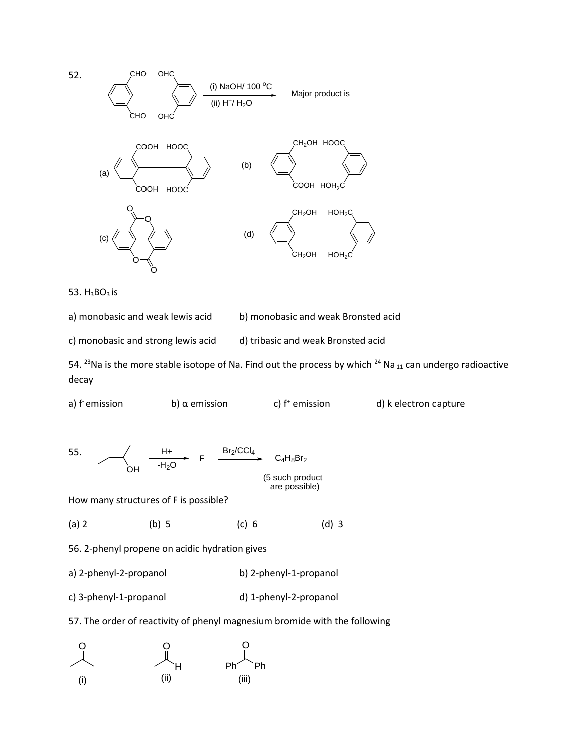52. [Biphenyl with CHO groups at 2, 2', 6, 6' positions] $\xrightarrow[\text{(ii) } H^+/H_2O]{\text{(i) NaOH/ 100 °C}}$ Major product is

(a) [Biphenyl with COOH at 2, 6 and HOOC at 2', 6']

(b) [Biphenyl with $CH_2OH$ and COOH on one ring, HOOC and $HOH_2C$ on the other ring]

(c) [Fused bis-lactone structure]

(d) [Biphenyl with $CH_2OH$ at 2, 6 and $HOH_2C$ at 2', 6']

53. $H_3BO_3$ is

a) monobasic and weak lewis acid

b) monobasic and weak Bronsted acid

c) monobasic and strong lewis acid

d) tribasic and weak Bronsted acid

54. $^{23}Na$ is the more stable isotope of Na. Find out the process by which $^{24}Na_{11}$ can undergo radioactive decay

a) $f^-$ emission

b) α emission

c) $f^+$ emission

d) k electron capture

55. [butan-2-ol] $\xrightarrow[-H_2O]{H+}$ F $\xrightarrow{Br_2/CCl_4}$ $C_4H_8Br_2$ (5 such product are possible)

How many structures of F is possible?

(a) 2

(b) 5

(c) 6

(d) 3

56. 2-phenyl propene on acidic hydration gives

a) 2-phenyl-2-propanol

b) 2-phenyl-1-propanol

c) 3-phenyl-1-propanol

d) 1-phenyl-2-propanol

57. The order of reactivity of phenyl magnesium bromide with the following

(i) [acetone]

(ii) [acetaldehyde]

(iii) Ph–CO–Ph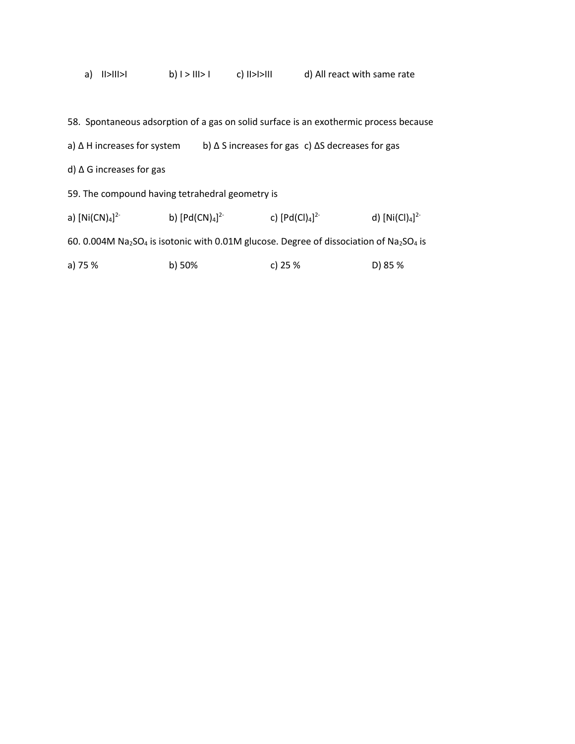a) II>III>I  b) I > III> I  c) II>I>III  d) All react with same rate

58. Spontaneous adsorption of a gas on solid surface is an exothermic process because

a) Δ H increases for system  b) Δ S increases for gas  c) ΔS decreases for gas

d) Δ G increases for gas

59. The compound having tetrahedral geometry is

a) $[Ni(CN)_4]^{2-}$  b) $[Pd(CN)_4]^{2-}$  c) $[Pd(Cl)_4]^{2-}$  d) $[Ni(Cl)_4]^{2-}$

60. 0.004M $Na_2SO_4$ is isotonic with 0.01M glucose. Degree of dissociation of $Na_2SO_4$ is

a) 75 %  b) 50%  c) 25 %  D) 85 %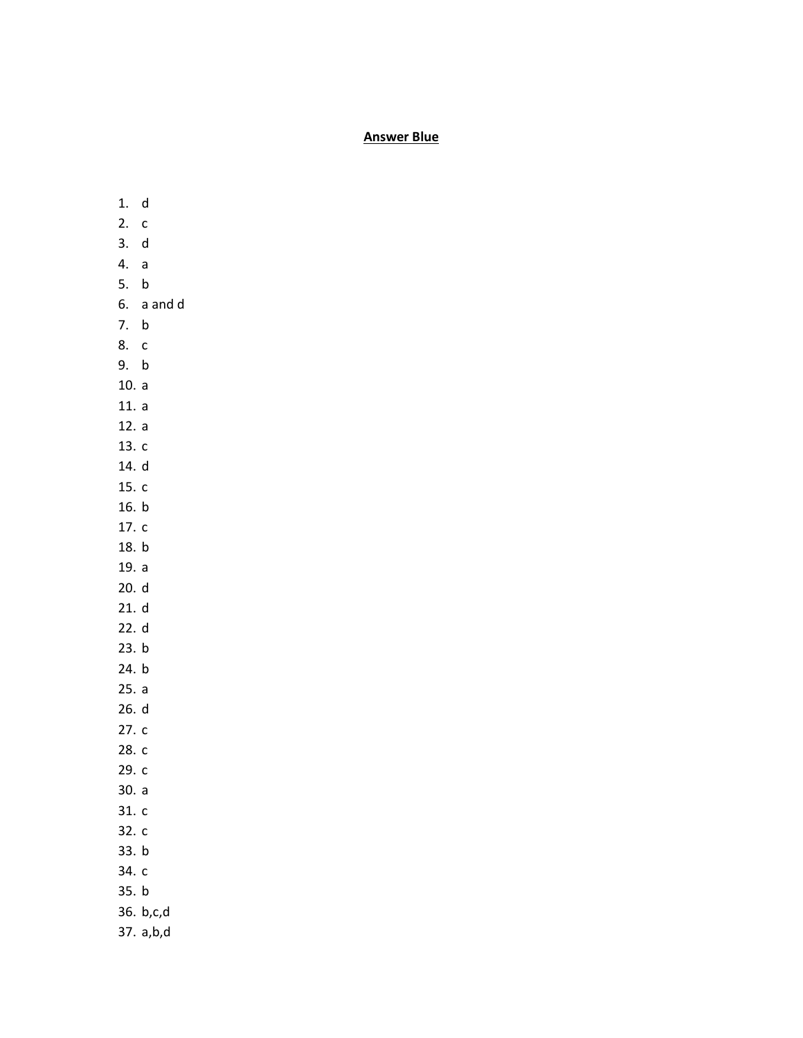**Answer Blue**

1. d
2. c
3. d
4. a
5. b
6. a and d
7. b
8. c
9. b
10. a
11. a
12. a
13. c
14. d
15. c
16. b
17. c
18. b
19. a
20. d
21. d
22. d
23. b
24. b
25. a
26. d
27. c
28. c
29. c
30. a
31. c
32. c
33. b
34. c
35. b
36. b,c,d
37. a,b,d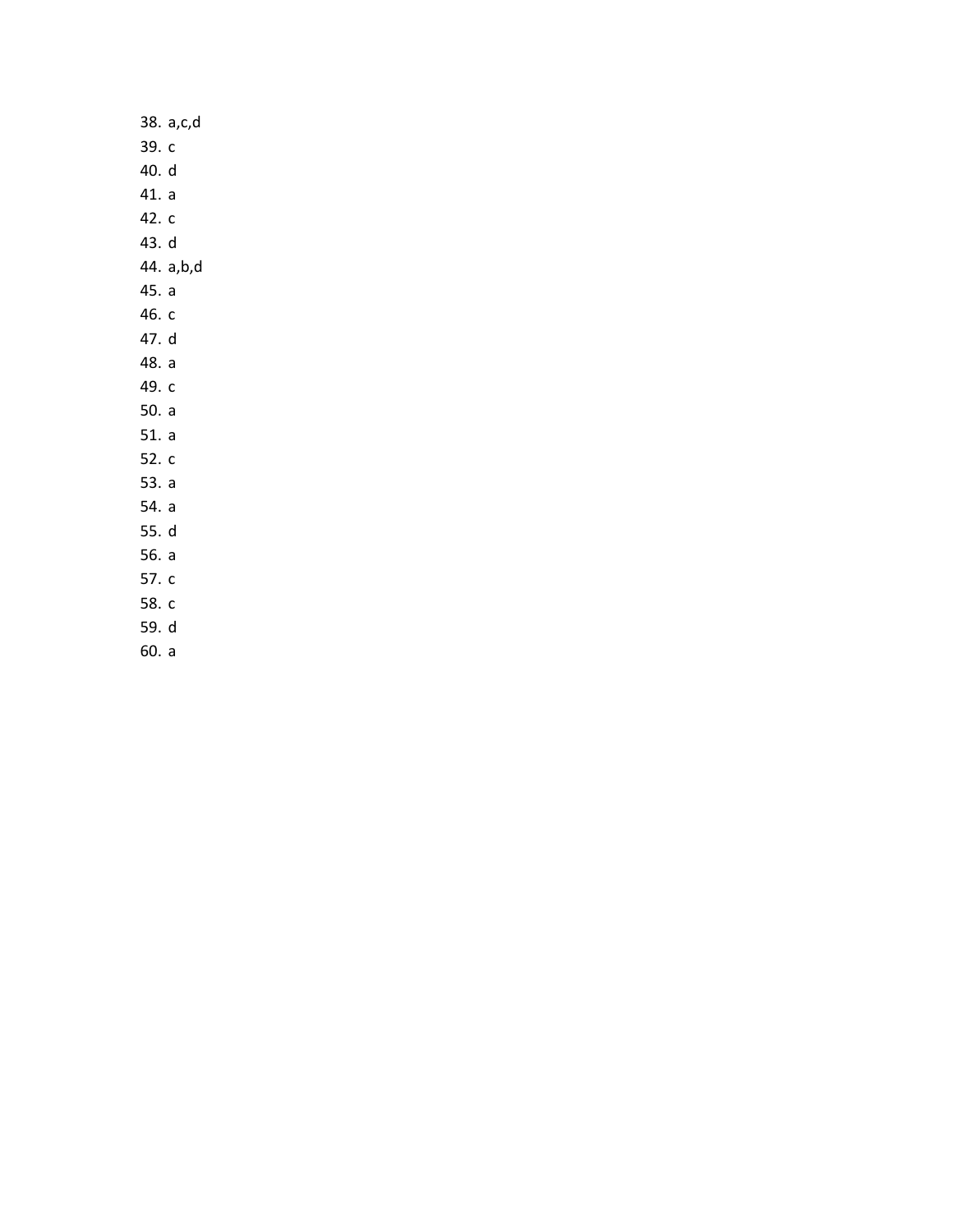38. a,c,d
39. c
40. d
41. a
42. c
43. d
44. a,b,d
45. a
46. c
47. d
48. a
49. c
50. a
51. a
52. c
53. a
54. a
55. d
56. a
57. c
58. c
59. d
60. a